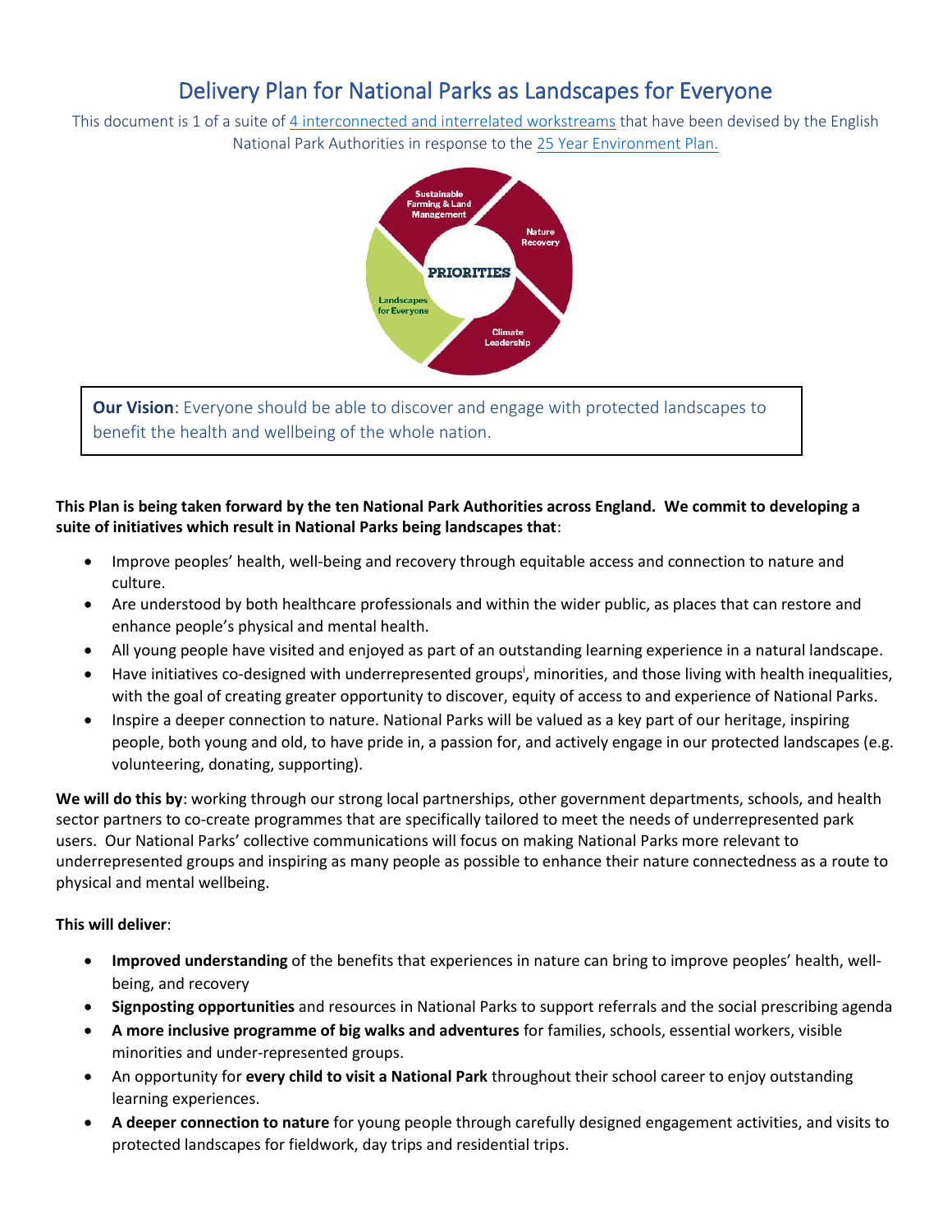# Delivery Plan for National Parks as Landscapes for Everyone

This document is 1 of a suite of 4 interconnected and interrelated workstreams that have been devised by the English National Park Authorities in response to the 25 Year Environment Plan.

Sustainable Farming & Land Management

Nature Recovery

PRIORITIES

Landscapes for Everyone

Climate Leadership

**Our Vision**: Everyone should be able to discover and engage with protected landscapes to benefit the health and wellbeing of the whole nation.

**This Plan is being taken forward by the ten National Park Authorities across England. We commit to developing a suite of initiatives which result in National Parks being landscapes that**:

- Improve peoples' health, well-being and recovery through equitable access and connection to nature and culture.
- Are understood by both healthcare professionals and within the wider public, as places that can restore and enhance people's physical and mental health.
- All young people have visited and enjoyed as part of an outstanding learning experience in a natural landscape.
- Have initiatives co-designed with underrepresented groups[i], minorities, and those living with health inequalities, with the goal of creating greater opportunity to discover, equity of access to and experience of National Parks.
- Inspire a deeper connection to nature. National Parks will be valued as a key part of our heritage, inspiring people, both young and old, to have pride in, a passion for, and actively engage in our protected landscapes (e.g. volunteering, donating, supporting).

**We will do this by**: working through our strong local partnerships, other government departments, schools, and health sector partners to co-create programmes that are specifically tailored to meet the needs of underrepresented park users. Our National Parks' collective communications will focus on making National Parks more relevant to underrepresented groups and inspiring as many people as possible to enhance their nature connectedness as a route to physical and mental wellbeing.

**This will deliver**:

- **Improved understanding** of the benefits that experiences in nature can bring to improve peoples' health, well-being, and recovery
- **Signposting opportunities** and resources in National Parks to support referrals and the social prescribing agenda
- **A more inclusive programme of big walks and adventures** for families, schools, essential workers, visible minorities and under-represented groups.
- An opportunity for **every child to visit a National Park** throughout their school career to enjoy outstanding learning experiences.
- **A deeper connection to nature** for young people through carefully designed engagement activities, and visits to protected landscapes for fieldwork, day trips and residential trips.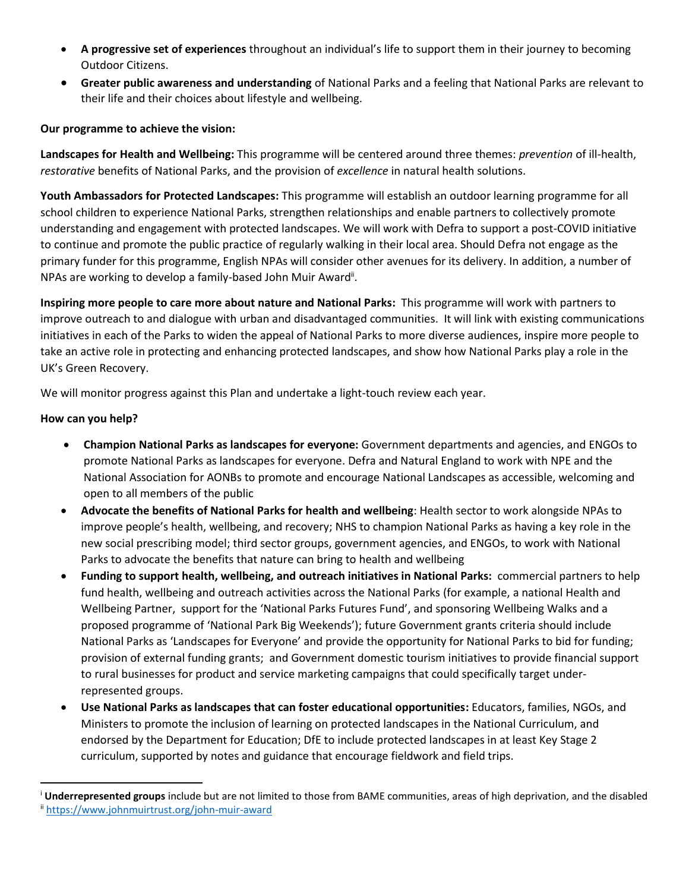- **A progressive set of experiences** throughout an individual's life to support them in their journey to becoming Outdoor Citizens.
- **Greater public awareness and understanding** of National Parks and a feeling that National Parks are relevant to their life and their choices about lifestyle and wellbeing.

**Our programme to achieve the vision:**

**Landscapes for Health and Wellbeing:** This programme will be centered around three themes: *prevention* of ill-health, *restorative* benefits of National Parks, and the provision of *excellence* in natural health solutions.

**Youth Ambassadors for Protected Landscapes:** This programme will establish an outdoor learning programme for all school children to experience National Parks, strengthen relationships and enable partners to collectively promote understanding and engagement with protected landscapes. We will work with Defra to support a post-COVID initiative to continue and promote the public practice of regularly walking in their local area. Should Defra not engage as the primary funder for this programme, English NPAs will consider other avenues for its delivery. In addition, a number of NPAs are working to develop a family-based John Muir Award[ii].

**Inspiring more people to care more about nature and National Parks:** This programme will work with partners to improve outreach to and dialogue with urban and disadvantaged communities. It will link with existing communications initiatives in each of the Parks to widen the appeal of National Parks to more diverse audiences, inspire more people to take an active role in protecting and enhancing protected landscapes, and show how National Parks play a role in the UK's Green Recovery.

We will monitor progress against this Plan and undertake a light-touch review each year.

**How can you help?**

- **Champion National Parks as landscapes for everyone:** Government departments and agencies, and ENGOs to promote National Parks as landscapes for everyone. Defra and Natural England to work with NPE and the National Association for AONBs to promote and encourage National Landscapes as accessible, welcoming and open to all members of the public
- **Advocate the benefits of National Parks for health and wellbeing**: Health sector to work alongside NPAs to improve people's health, wellbeing, and recovery; NHS to champion National Parks as having a key role in the new social prescribing model; third sector groups, government agencies, and ENGOs, to work with National Parks to advocate the benefits that nature can bring to health and wellbeing
- **Funding to support health, wellbeing, and outreach initiatives in National Parks:** commercial partners to help fund health, wellbeing and outreach activities across the National Parks (for example, a national Health and Wellbeing Partner, support for the 'National Parks Futures Fund', and sponsoring Wellbeing Walks and a proposed programme of 'National Park Big Weekends'); future Government grants criteria should include National Parks as 'Landscapes for Everyone' and provide the opportunity for National Parks to bid for funding; provision of external funding grants; and Government domestic tourism initiatives to provide financial support to rural businesses for product and service marketing campaigns that could specifically target under-represented groups.
- **Use National Parks as landscapes that can foster educational opportunities:** Educators, families, NGOs, and Ministers to promote the inclusion of learning on protected landscapes in the National Curriculum, and endorsed by the Department for Education; DfE to include protected landscapes in at least Key Stage 2 curriculum, supported by notes and guidance that encourage fieldwork and field trips.

---

[i] **Underrepresented groups** include but are not limited to those from BAME communities, areas of high deprivation, and the disabled

[ii] https://www.johnmuirtrust.org/john-muir-award